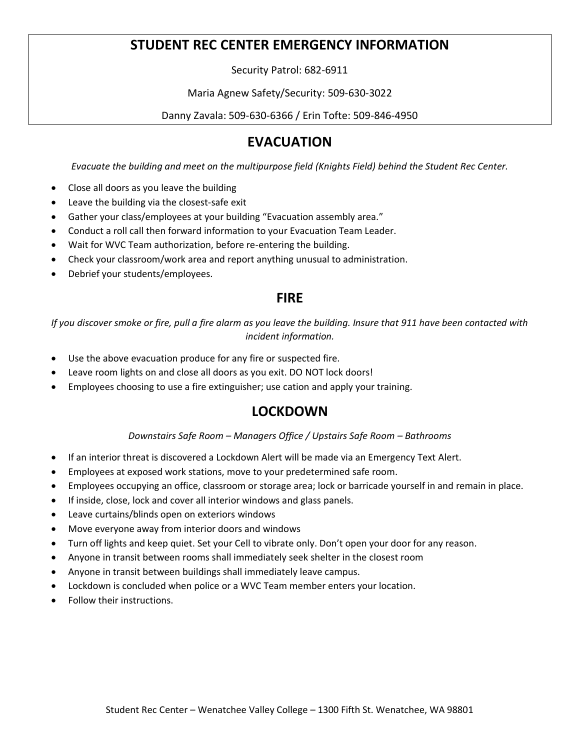# STUDENT REC CENTER EMERGENCY INFORMATION

Security Patrol: 682-6911

Maria Agnew Safety/Security: 509-630-3022

Danny Zavala: 509-630-6366 / Erin Tofte: 509-846-4950

## EVACUATION

*Evacuate the building and meet on the multipurpose field (Knights Field) behind the Student Rec Center.*

- Close all doors as you leave the building
- Leave the building via the closest-safe exit
- Gather your class/employees at your building "Evacuation assembly area."
- Conduct a roll call then forward information to your Evacuation Team Leader.
- Wait for WVC Team authorization, before re-entering the building.
- Check your classroom/work area and report anything unusual to administration.
- Debrief your students/employees.

## FIRE

*If you discover smoke or fire, pull a fire alarm as you leave the building. Insure that 911 have been contacted with incident information.*

- Use the above evacuation produce for any fire or suspected fire.
- Leave room lights on and close all doors as you exit. DO NOT lock doors!
- Employees choosing to use a fire extinguisher; use cation and apply your training.

## LOCKDOWN

*Downstairs Safe Room – Managers Office / Upstairs Safe Room – Bathrooms*

- If an interior threat is discovered a Lockdown Alert will be made via an Emergency Text Alert.
- Employees at exposed work stations, move to your predetermined safe room.
- Employees occupying an office, classroom or storage area; lock or barricade yourself in and remain in place.
- If inside, close, lock and cover all interior windows and glass panels.
- Leave curtains/blinds open on exteriors windows
- Move everyone away from interior doors and windows
- Turn off lights and keep quiet. Set your Cell to vibrate only. Don't open your door for any reason.
- Anyone in transit between rooms shall immediately seek shelter in the closest room
- Anyone in transit between buildings shall immediately leave campus.
- Lockdown is concluded when police or a WVC Team member enters your location.
- Follow their instructions.

Student Rec Center – Wenatchee Valley College – 1300 Fifth St. Wenatchee, WA 98801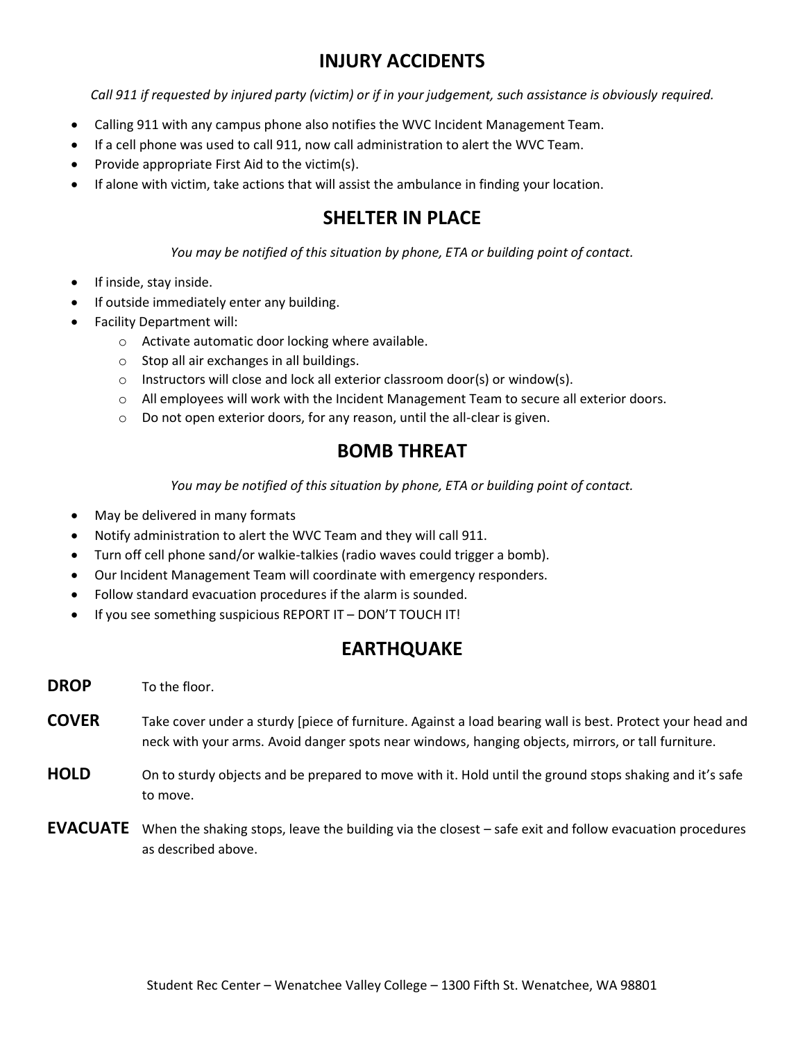## INJURY ACCIDENTS

*Call 911 if requested by injured party (victim) or if in your judgement, such assistance is obviously required.*

- Calling 911 with any campus phone also notifies the WVC Incident Management Team.
- If a cell phone was used to call 911, now call administration to alert the WVC Team.
- Provide appropriate First Aid to the victim(s).
- If alone with victim, take actions that will assist the ambulance in finding your location.

## SHELTER IN PLACE

*You may be notified of this situation by phone, ETA or building point of contact.*

- If inside, stay inside.
- If outside immediately enter any building.
- Facility Department will:
  - Activate automatic door locking where available.
  - Stop all air exchanges in all buildings.
  - Instructors will close and lock all exterior classroom door(s) or window(s).
  - All employees will work with the Incident Management Team to secure all exterior doors.
  - Do not open exterior doors, for any reason, until the all-clear is given.

## BOMB THREAT

*You may be notified of this situation by phone, ETA or building point of contact.*

- May be delivered in many formats
- Notify administration to alert the WVC Team and they will call 911.
- Turn off cell phone sand/or walkie-talkies (radio waves could trigger a bomb).
- Our Incident Management Team will coordinate with emergency responders.
- Follow standard evacuation procedures if the alarm is sounded.
- If you see something suspicious REPORT IT – DON'T TOUCH IT!

## EARTHQUAKE

**DROP** To the floor.

**COVER** Take cover under a sturdy [piece of furniture. Against a load bearing wall is best. Protect your head and neck with your arms. Avoid danger spots near windows, hanging objects, mirrors, or tall furniture.

**HOLD** On to sturdy objects and be prepared to move with it. Hold until the ground stops shaking and it's safe to move.

**EVACUATE** When the shaking stops, leave the building via the closest – safe exit and follow evacuation procedures as described above.

Student Rec Center – Wenatchee Valley College – 1300 Fifth St. Wenatchee, WA 98801